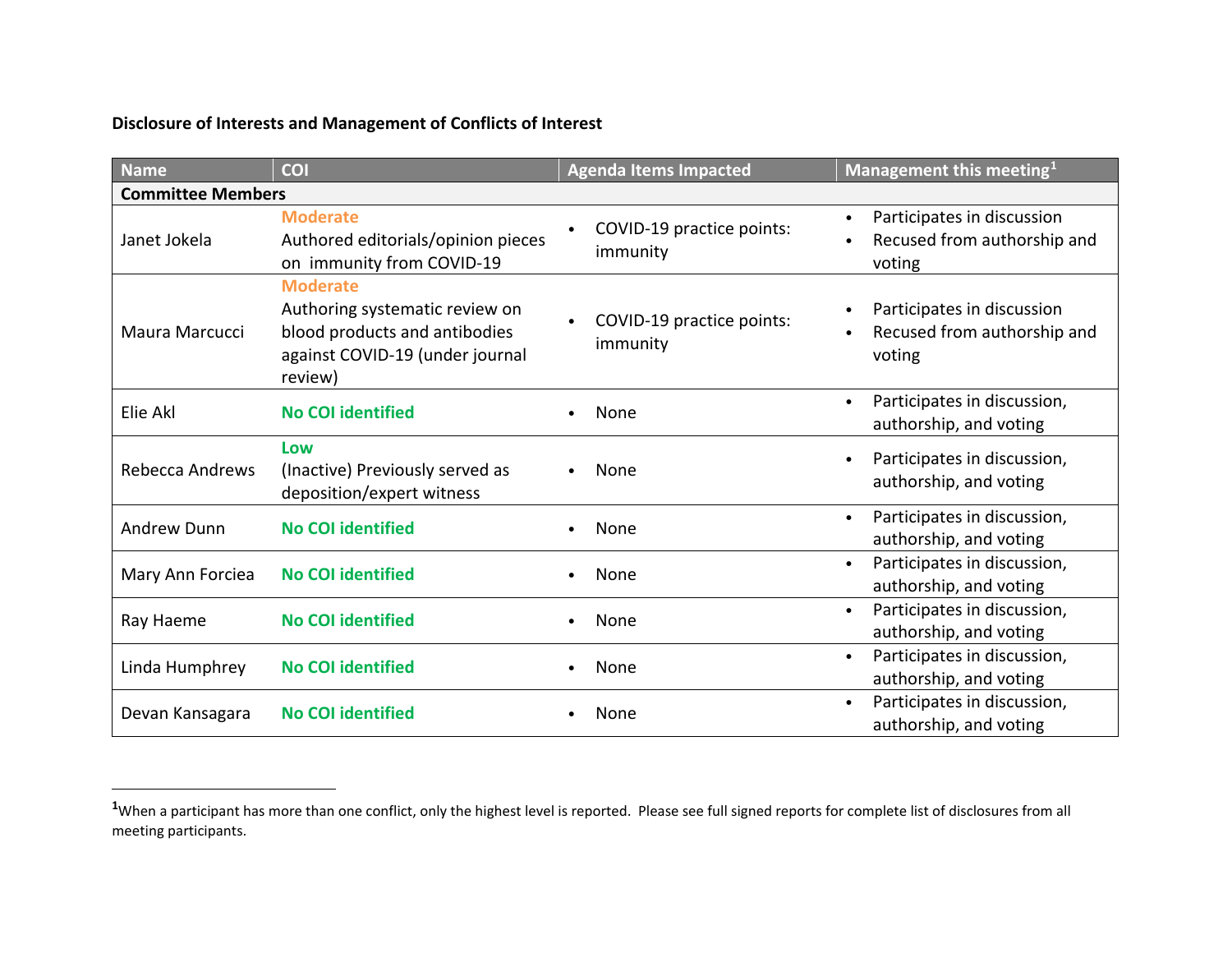**Disclosure of Interests and Management of Conflicts of Interest**

| Name | COI | Agenda Items Impacted | Management this meeting[1] |
| --- | --- | --- | --- |
| **Committee Members** | | | |
| Janet Jokela | **Moderate** Authored editorials/opinion pieces on immunity from COVID-19 | • COVID-19 practice points: immunity | • Participates in discussion • Recused from authorship and voting |
| Maura Marcucci | **Moderate** Authoring systematic review on blood products and antibodies against COVID-19 (under journal review) | • COVID-19 practice points: immunity | • Participates in discussion • Recused from authorship and voting |
| Elie Akl | **No COI identified** | • None | • Participates in discussion, authorship, and voting |
| Rebecca Andrews | **Low** (Inactive) Previously served as deposition/expert witness | • None | • Participates in discussion, authorship, and voting |
| Andrew Dunn | **No COI identified** | • None | • Participates in discussion, authorship, and voting |
| Mary Ann Forciea | **No COI identified** | • None | • Participates in discussion, authorship, and voting |
| Ray Haeme | **No COI identified** | • None | • Participates in discussion, authorship, and voting |
| Linda Humphrey | **No COI identified** | • None | • Participates in discussion, authorship, and voting |
| Devan Kansagara | **No COI identified** | • None | • Participates in discussion, authorship, and voting |

[1]When a participant has more than one conflict, only the highest level is reported. Please see full signed reports for complete list of disclosures from all meeting participants.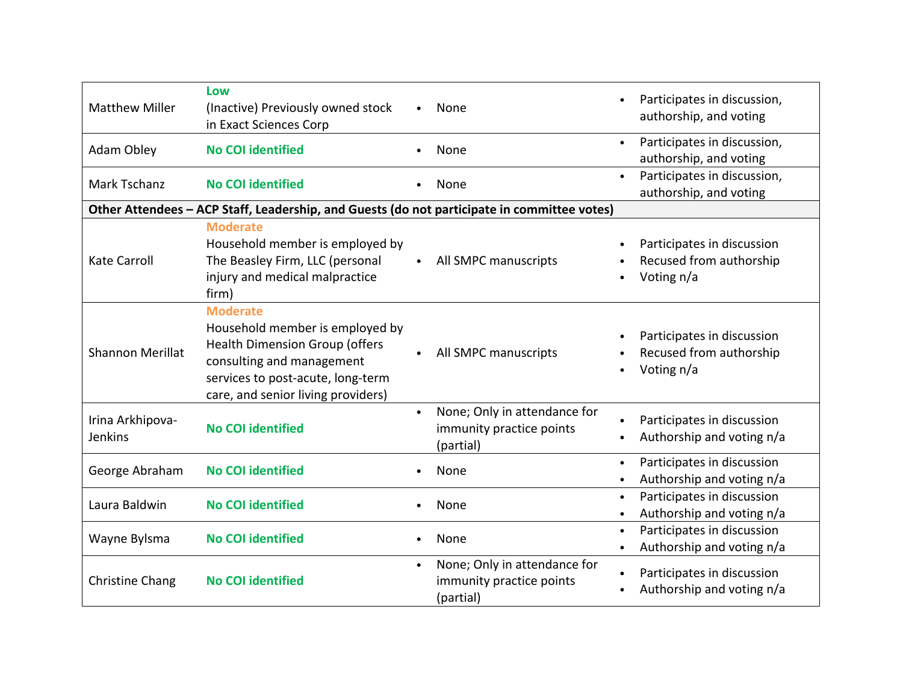| | | | |
|---|---|---|---|
| Matthew Miller | **Low**<br>(Inactive) Previously owned stock in Exact Sciences Corp | • None | • Participates in discussion, authorship, and voting |
| Adam Obley | **No COI identified** | • None | • Participates in discussion, authorship, and voting |
| Mark Tschanz | **No COI identified** | • None | • Participates in discussion, authorship, and voting |
| **Other Attendees – ACP Staff, Leadership, and Guests (do not participate in committee votes)** | | | |
| Kate Carroll | **Moderate**<br>Household member is employed by The Beasley Firm, LLC (personal injury and medical malpractice firm) | • All SMPC manuscripts | • Participates in discussion<br>• Recused from authorship<br>• Voting n/a |
| Shannon Merillat | **Moderate**<br>Household member is employed by Health Dimension Group (offers consulting and management services to post-acute, long-term care, and senior living providers) | • All SMPC manuscripts | • Participates in discussion<br>• Recused from authorship<br>• Voting n/a |
| Irina Arkhipova-Jenkins | **No COI identified** | • None; Only in attendance for immunity practice points (partial) | • Participates in discussion<br>• Authorship and voting n/a |
| George Abraham | **No COI identified** | • None | • Participates in discussion<br>• Authorship and voting n/a |
| Laura Baldwin | **No COI identified** | • None | • Participates in discussion<br>• Authorship and voting n/a |
| Wayne Bylsma | **No COI identified** | • None | • Participates in discussion<br>• Authorship and voting n/a |
| Christine Chang | **No COI identified** | • None; Only in attendance for immunity practice points (partial) | • Participates in discussion<br>• Authorship and voting n/a |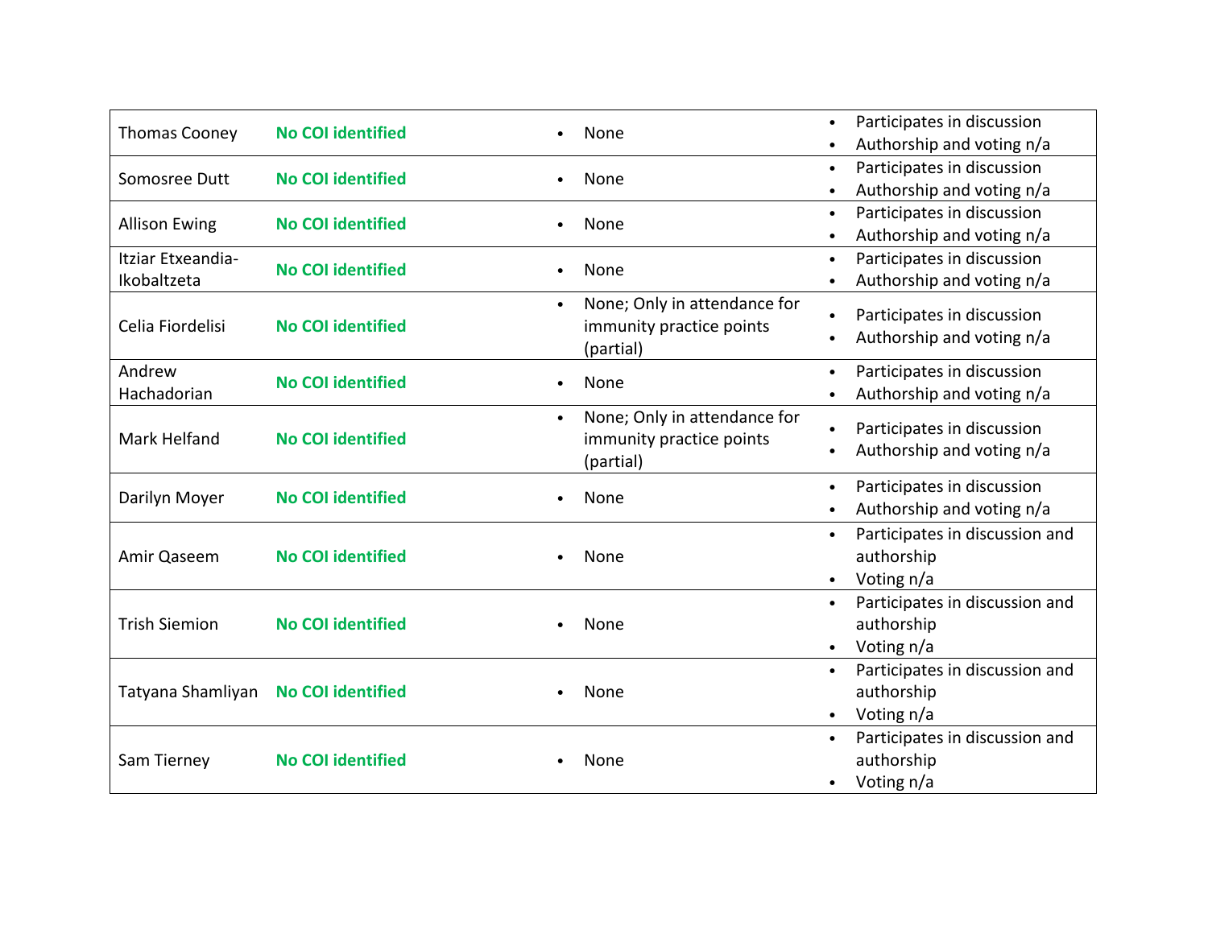| | | | |
|---|---|---|---|
| Thomas Cooney | **No COI identified** | • None | • Participates in discussion<br>• Authorship and voting n/a |
| Somosree Dutt | **No COI identified** | • None | • Participates in discussion<br>• Authorship and voting n/a |
| Allison Ewing | **No COI identified** | • None | • Participates in discussion<br>• Authorship and voting n/a |
| Itziar Etxeandia-Ikobaltzeta | **No COI identified** | • None | • Participates in discussion<br>• Authorship and voting n/a |
| Celia Fiordelisi | **No COI identified** | • None; Only in attendance for immunity practice points (partial) | • Participates in discussion<br>• Authorship and voting n/a |
| Andrew Hachadorian | **No COI identified** | • None | • Participates in discussion<br>• Authorship and voting n/a |
| Mark Helfand | **No COI identified** | • None; Only in attendance for immunity practice points (partial) | • Participates in discussion<br>• Authorship and voting n/a |
| Darilyn Moyer | **No COI identified** | • None | • Participates in discussion<br>• Authorship and voting n/a |
| Amir Qaseem | **No COI identified** | • None | • Participates in discussion and authorship<br>• Voting n/a |
| Trish Siemion | **No COI identified** | • None | • Participates in discussion and authorship<br>• Voting n/a |
| Tatyana Shamliyan | **No COI identified** | • None | • Participates in discussion and authorship<br>• Voting n/a |
| Sam Tierney | **No COI identified** | • None | • Participates in discussion and authorship<br>• Voting n/a |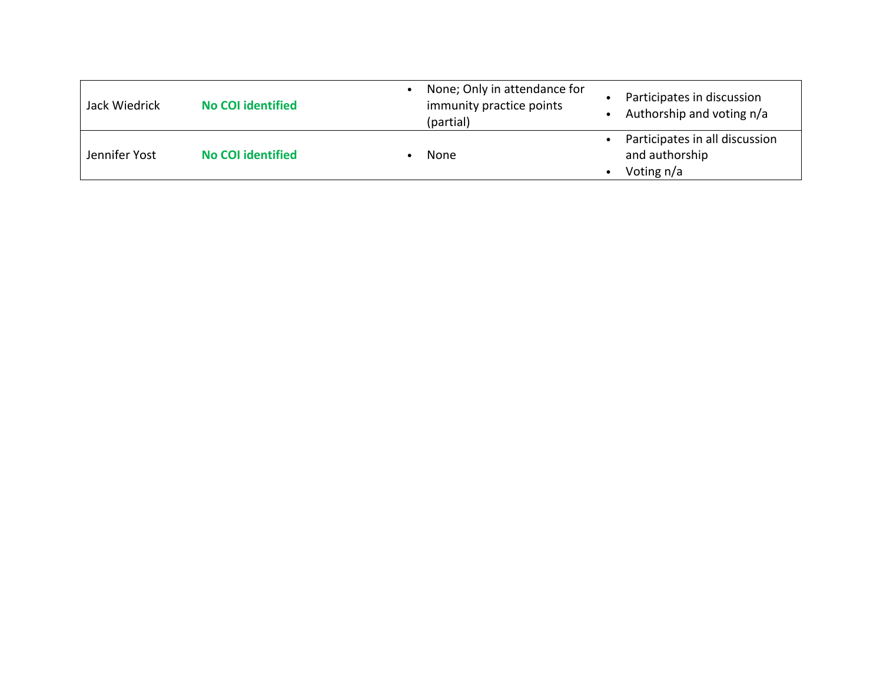| | | | |
|---|---|---|---|
| Jack Wiedrick | **No COI identified** | • None; Only in attendance for immunity practice points (partial) | • Participates in discussion<br>• Authorship and voting n/a |
| Jennifer Yost | **No COI identified** | • None | • Participates in all discussion and authorship<br>• Voting n/a |